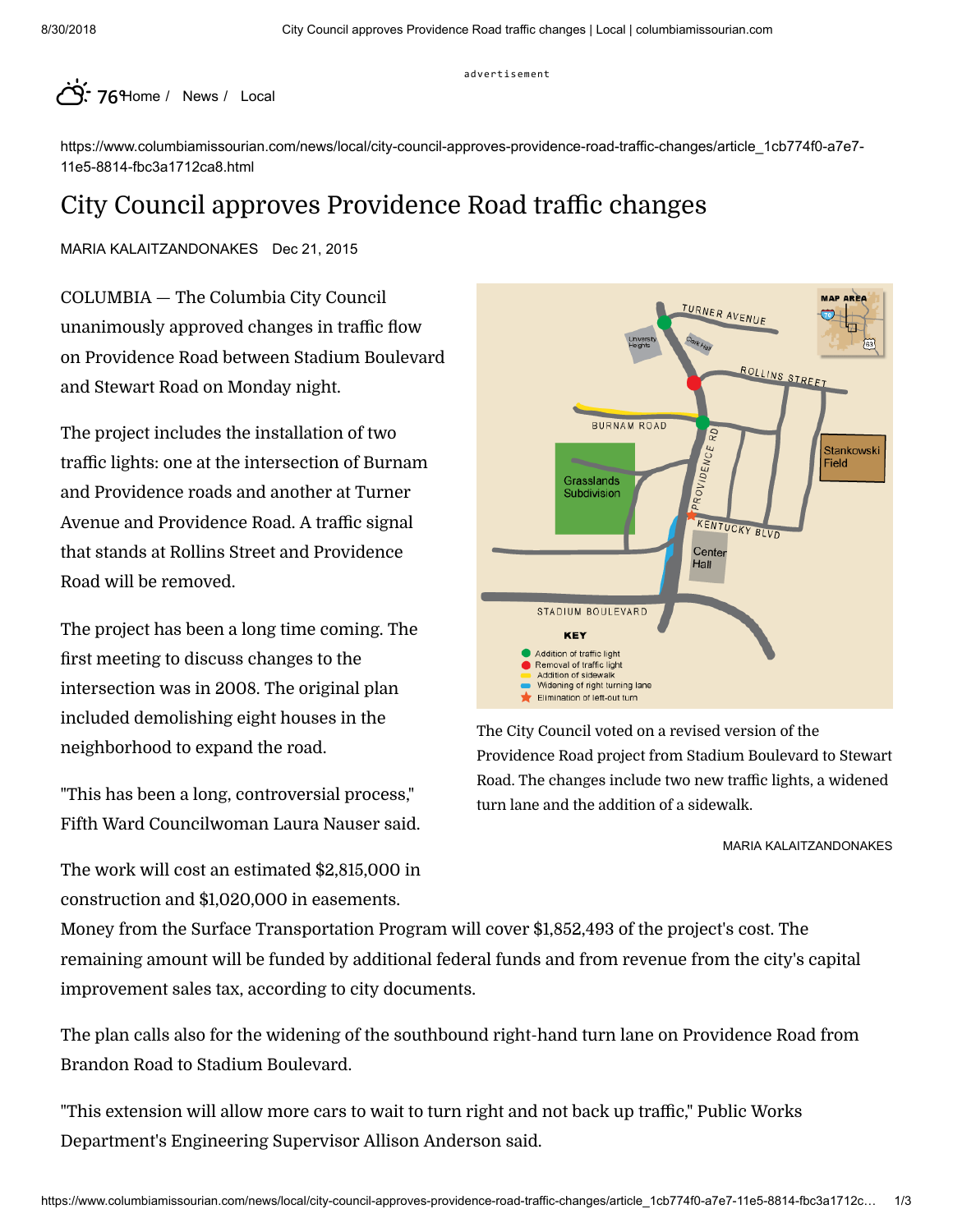Home / News / Local

https://www.columbiamissourian.com/news/local/city-council-approves-providence-road-traffic-changes/article_1cb774f0-a7e7-11e5-8814-fbc3a1712ca8.html

# City Council approves Providence Road traffic changes

MARIA KALAITZANDONAKES Dec 21, 2015

COLUMBIA — The Columbia City Council unanimously approved changes in traffic flow on Providence Road between Stadium Boulevard and Stewart Road on Monday night.

The project includes the installation of two traffic lights: one at the intersection of Burnam and Providence roads and another at Turner Avenue and Providence Road. A traffic signal that stands at Rollins Street and Providence Road will be removed.

The project has been a long time coming. The first meeting to discuss changes to the intersection was in 2008. The original plan included demolishing eight houses in the neighborhood to expand the road.

"This has been a long, controversial process," Fifth Ward Councilwoman Laura Nauser said.

The City Council voted on a revised version of the Providence Road project from Stadium Boulevard to Stewart Road. The changes include two new traffic lights, a widened turn lane and the addition of a sidewalk.

MARIA KALAITZANDONAKES

The work will cost an estimated $2,815,000 in construction and $1,020,000 in easements. Money from the Surface Transportation Program will cover $1,852,493 of the project's cost. The remaining amount will be funded by additional federal funds and from revenue from the city's capital improvement sales tax, according to city documents.

The plan calls also for the widening of the southbound right-hand turn lane on Providence Road from Brandon Road to Stadium Boulevard.

"This extension will allow more cars to wait to turn right and not back up traffic," Public Works Department's Engineering Supervisor Allison Anderson said.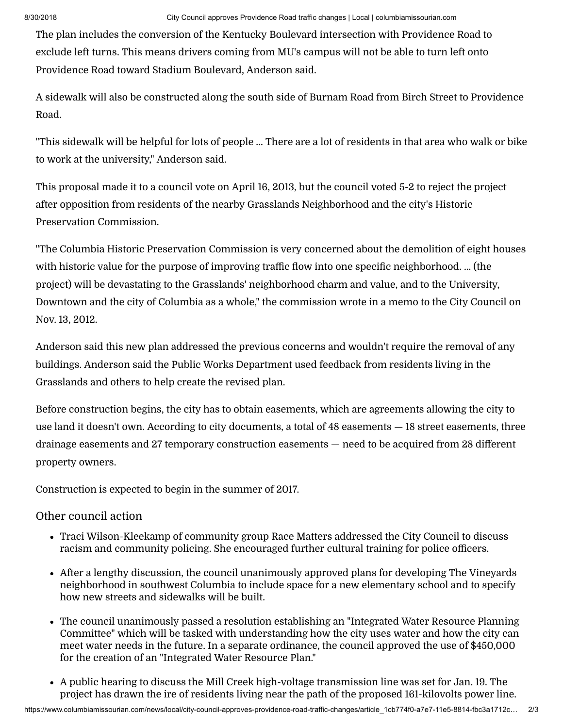The plan includes the conversion of the Kentucky Boulevard intersection with Providence Road to exclude left turns. This means drivers coming from MU's campus will not be able to turn left onto Providence Road toward Stadium Boulevard, Anderson said.

A sidewalk will also be constructed along the south side of Burnam Road from Birch Street to Providence Road.

"This sidewalk will be helpful for lots of people ... There are a lot of residents in that area who walk or bike to work at the university," Anderson said.

This proposal made it to a council vote on April 16, 2013, but the council voted 5-2 to reject the project after opposition from residents of the nearby Grasslands Neighborhood and the city's Historic Preservation Commission.

"The Columbia Historic Preservation Commission is very concerned about the demolition of eight houses with historic value for the purpose of improving traffic flow into one specific neighborhood. ... (the project) will be devastating to the Grasslands' neighborhood charm and value, and to the University, Downtown and the city of Columbia as a whole," the commission wrote in a memo to the City Council on Nov. 13, 2012.

Anderson said this new plan addressed the previous concerns and wouldn't require the removal of any buildings. Anderson said the Public Works Department used feedback from residents living in the Grasslands and others to help create the revised plan.

Before construction begins, the city has to obtain easements, which are agreements allowing the city to use land it doesn't own. According to city documents, a total of 48 easements — 18 street easements, three drainage easements and 27 temporary construction easements — need to be acquired from 28 different property owners.

Construction is expected to begin in the summer of 2017.

## Other council action

- Traci Wilson-Kleekamp of community group Race Matters addressed the City Council to discuss racism and community policing. She encouraged further cultural training for police officers.
- After a lengthy discussion, the council unanimously approved plans for developing The Vineyards neighborhood in southwest Columbia to include space for a new elementary school and to specify how new streets and sidewalks will be built.
- The council unanimously passed a resolution establishing an "Integrated Water Resource Planning Committee" which will be tasked with understanding how the city uses water and how the city can meet water needs in the future. In a separate ordinance, the council approved the use of $450,000 for the creation of an "Integrated Water Resource Plan."
- A public hearing to discuss the Mill Creek high-voltage transmission line was set for Jan. 19. The project has drawn the ire of residents living near the path of the proposed 161-kilovolts power line.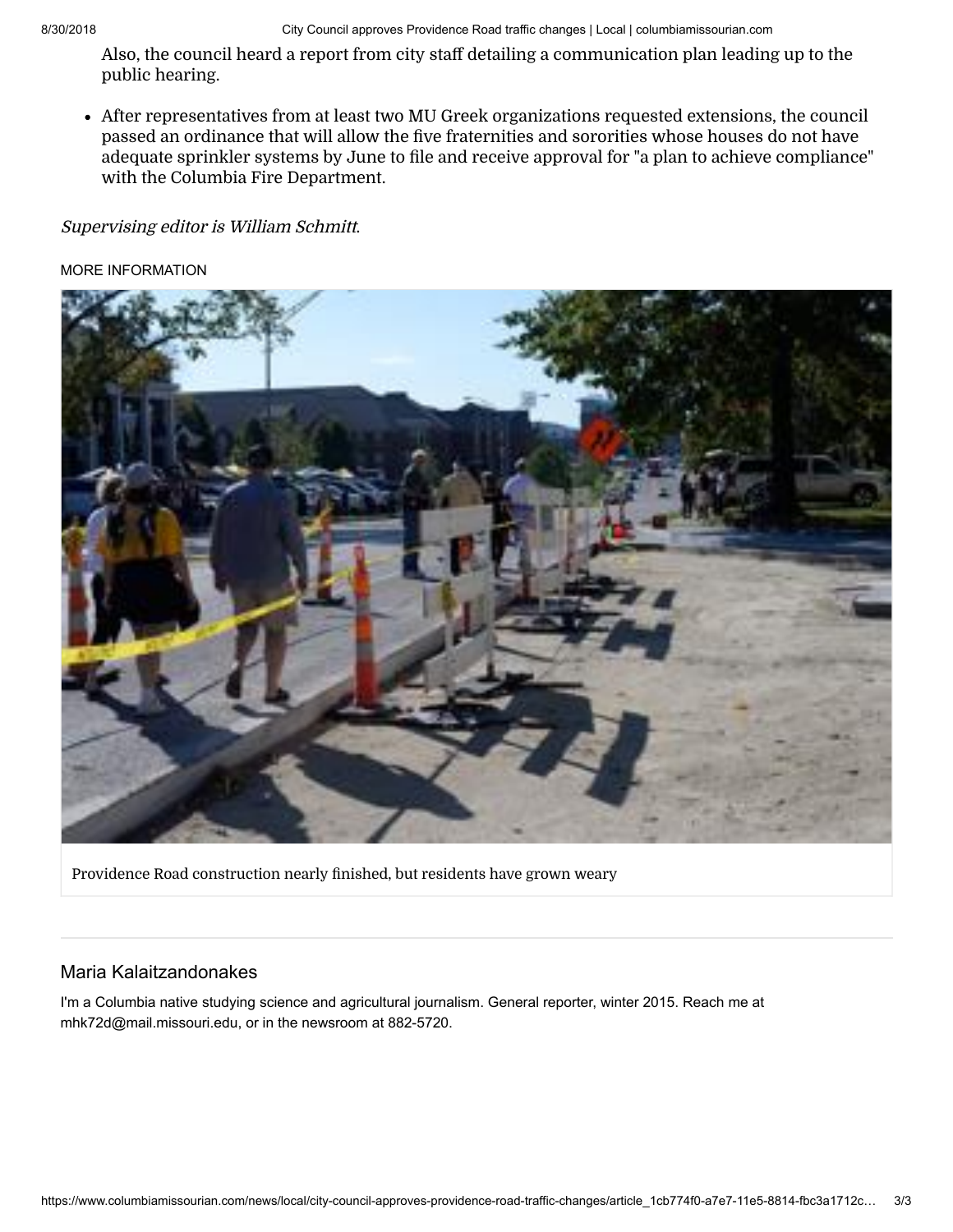Also, the council heard a report from city staff detailing a communication plan leading up to the public hearing.

- After representatives from at least two MU Greek organizations requested extensions, the council passed an ordinance that will allow the five fraternities and sororities whose houses do not have adequate sprinkler systems by June to file and receive approval for "a plan to achieve compliance" with the Columbia Fire Department.

*Supervising editor is William Schmitt.*

MORE INFORMATION

Providence Road construction nearly finished, but residents have grown weary

## Maria Kalaitzandonakes

I'm a Columbia native studying science and agricultural journalism. General reporter, winter 2015. Reach me at mhk72d@mail.missouri.edu, or in the newsroom at 882-5720.